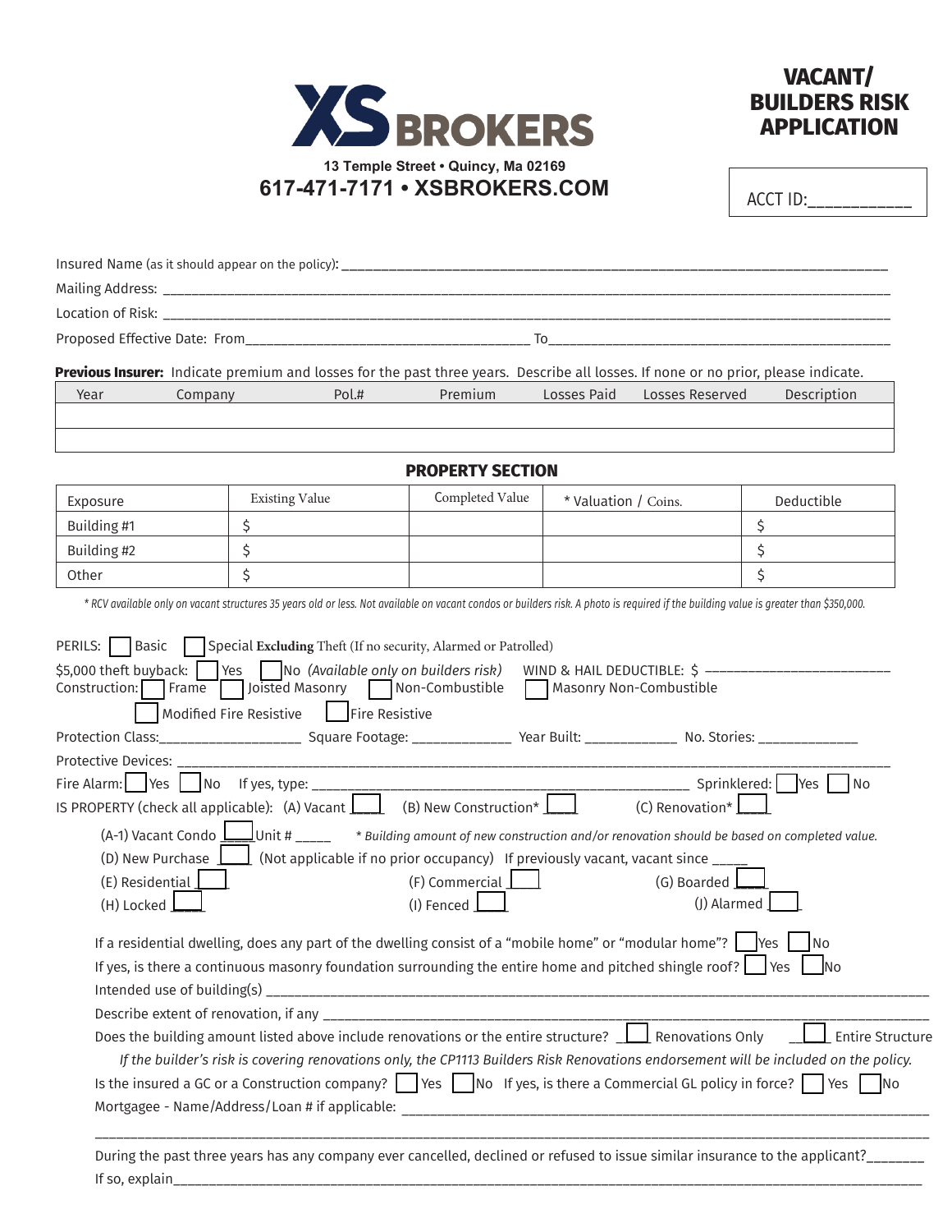# XS BROKERS

13 Temple Street • Quincy, Ma 02169

**617-471-7171 • XSBROKERS.COM**

## VACANT/ BUILDERS RISK APPLICATION

ACCT ID:___________

Insured Name (as it should appear on the policy): ______________________________________________

Mailing Address: ______________________________________________

Location of Risk: ______________________________________________

Proposed Effective Date: From______________________ To______________________

**Previous Insurer:** Indicate premium and losses for the past three years. Describe all losses. If none or no prior, please indicate.

| Year | Company | Pol.# | Premium | Losses Paid | Losses Reserved | Description |
|---|---|---|---|---|---|---|
| | | | | | | |
| | | | | | | |

### PROPERTY SECTION

| Exposure | Existing Value | Completed Value | * Valuation / Coins. | Deductible |
|---|---|---|---|---|
| Building #1 | $ | | | $ |
| Building #2 | $ | | | $ |
| Other | $ | | | $ |

*\* RCV available only on vacant structures 35 years old or less. Not available on vacant condos or builders risk. A photo is required if the building value is greater than $350,000.*

PERILS: ☐ Basic ☐ Special **Excluding** Theft (If no security, Alarmed or Patrolled)

$5,000 theft buyback: ☐ Yes ☐ No *(Available only on builders risk)* WIND & HAIL DEDUCTIBLE: $ ______________

Construction: ☐ Frame ☐ Joisted Masonry ☐ Non-Combustible ☐ Masonry Non-Combustible ☐ Modified Fire Resistive ☐ Fire Resistive

Protection Class:______________ Square Footage: ____________ Year Built: ____________ No. Stories: ____________

Protective Devices: ______________________________________________

Fire Alarm: ☐ Yes ☐ No If yes, type: ______________________________ Sprinklered: ☐ Yes ☐ No

IS PROPERTY (check all applicable): (A) Vacant ____ (B) New Construction* ____ (C) Renovation* ____

(A-1) Vacant Condo ____ Unit # _____ *\* Building amount of new construction and/or renovation should be based on completed value.*

(D) New Purchase ____ (Not applicable if no prior occupancy) If previously vacant, vacant since _____

(E) Residential ____ (F) Commercial ____ (G) Boarded ____

(H) Locked ____ (I) Fenced ____ (J) Alarmed ____

If a residential dwelling, does any part of the dwelling consist of a "mobile home" or "modular home"? ☐ Yes ☐ No

If yes, is there a continuous masonry foundation surrounding the entire home and pitched shingle roof? ☐ Yes ☐ No

Intended use of building(s) ______________________________________________

Describe extent of renovation, if any ______________________________________________

Does the building amount listed above include renovations or the entire structure? ____ Renovations Only ____ Entire Structure

*If the builder's risk is covering renovations only, the CP1113 Builders Risk Renovations endorsement will be included on the policy.*

Is the insured a GC or a Construction company? ☐ Yes ☐ No If yes, is there a Commercial GL policy in force? ☐ Yes ☐ No

Mortgagee - Name/Address/Loan # if applicable: ______________________________________________

______________________________________________

During the past three years has any company ever cancelled, declined or refused to issue similar insurance to the applicant?_______

If so, explain______________________________________________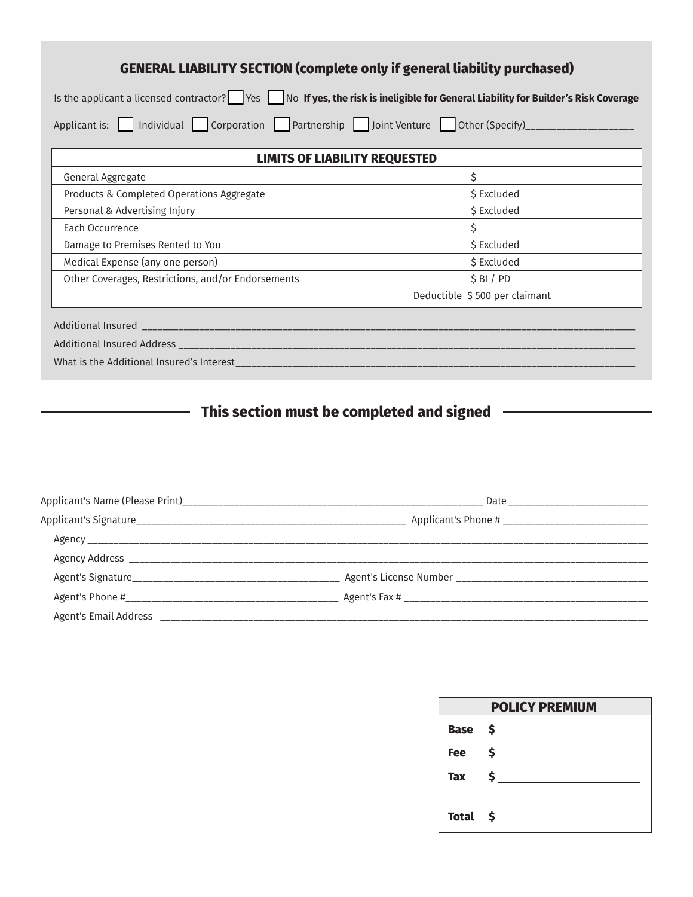## GENERAL LIABILITY SECTION (complete only if general liability purchased)

Is the applicant a licensed contractor? ☐ Yes ☐ No **If yes, the risk is ineligible for General Liability for Builder's Risk Coverage**

Applicant is: ☐ Individual ☐ Corporation ☐ Partnership ☐ Joint Venture ☐ Other (Specify)____________________

| LIMITS OF LIABILITY REQUESTED | |
|---|---|
| General Aggregate | $ |
| Products & Completed Operations Aggregate | $ Excluded |
| Personal & Advertising Injury | $ Excluded |
| Each Occurrence | $ |
| Damage to Premises Rented to You | $ Excluded |
| Medical Expense (any one person) | $ Excluded |
| Other Coverages, Restrictions, and/or Endorsements | $ BI / PD<br>Deductible $ 500 per claimant |

Additional Insured ____________________________________________________________________________

Additional Insured Address ______________________________________________________________________

What is the Additional Insured's Interest__________________________________________________________

### This section must be completed and signed

Applicant's Name (Please Print)_____________________________________________ Date ______________________

Applicant's Signature__________________________________________ Applicant's Phone # ______________________

Agency ____________________________________________________________________________________________

Agency Address ______________________________________________________________________________________

Agent's Signature_________________________________ Agent's License Number ______________________________

Agent's Phone #_________________________________ Agent's Fax # ______________________________________

Agent's Email Address ________________________________________________________________________________

| POLICY PREMIUM | |
|---|---|
| **Base** | **$** ____________________ |
| **Fee** | **$** ____________________ |
| **Tax** | **$** ____________________ |
| **Total** | **$** ____________________ |